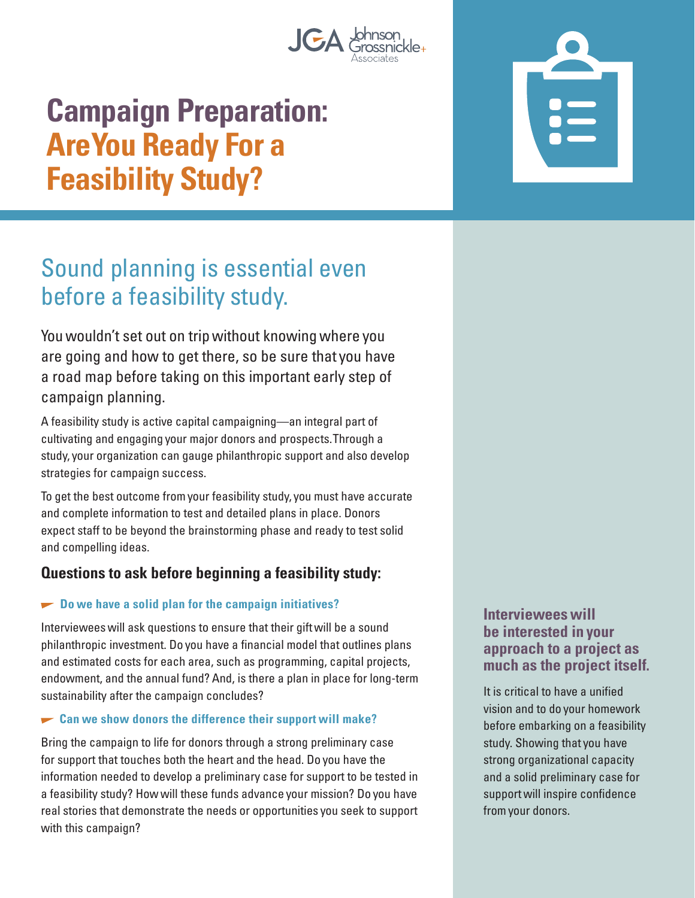# Campaign Preparation: Are You Ready For a Feasibility Study?

## Sound planning is essential even before a feasibility study.

You wouldn't set out on trip without knowing where you are going and how to get there, so be sure that you have a road map before taking on this important early step of campaign planning.

A feasibility study is active capital campaigning—an integral part of cultivating and engaging your major donors and prospects. Through a study, your organization can gauge philanthropic support and also develop strategies for campaign success.

To get the best outcome from your feasibility study, you must have accurate and complete information to test and detailed plans in place. Donors expect staff to be beyond the brainstorming phase and ready to test solid and compelling ideas.

### Questions to ask before beginning a feasibility study:

#### Do we have a solid plan for the campaign initiatives?

Interviewees will ask questions to ensure that their gift will be a sound philanthropic investment. Do you have a financial model that outlines plans and estimated costs for each area, such as programming, capital projects, endowment, and the annual fund? And, is there a plan in place for long-term sustainability after the campaign concludes?

#### Can we show donors the difference their support will make?

Bring the campaign to life for donors through a strong preliminary case for support that touches both the heart and the head. Do you have the information needed to develop a preliminary case for support to be tested in a feasibility study? How will these funds advance your mission? Do you have real stories that demonstrate the needs or opportunities you seek to support with this campaign?

**Interviewees will be interested in your approach to a project as much as the project itself.**

It is critical to have a unified vision and to do your homework before embarking on a feasibility study. Showing that you have strong organizational capacity and a solid preliminary case for support will inspire confidence from your donors.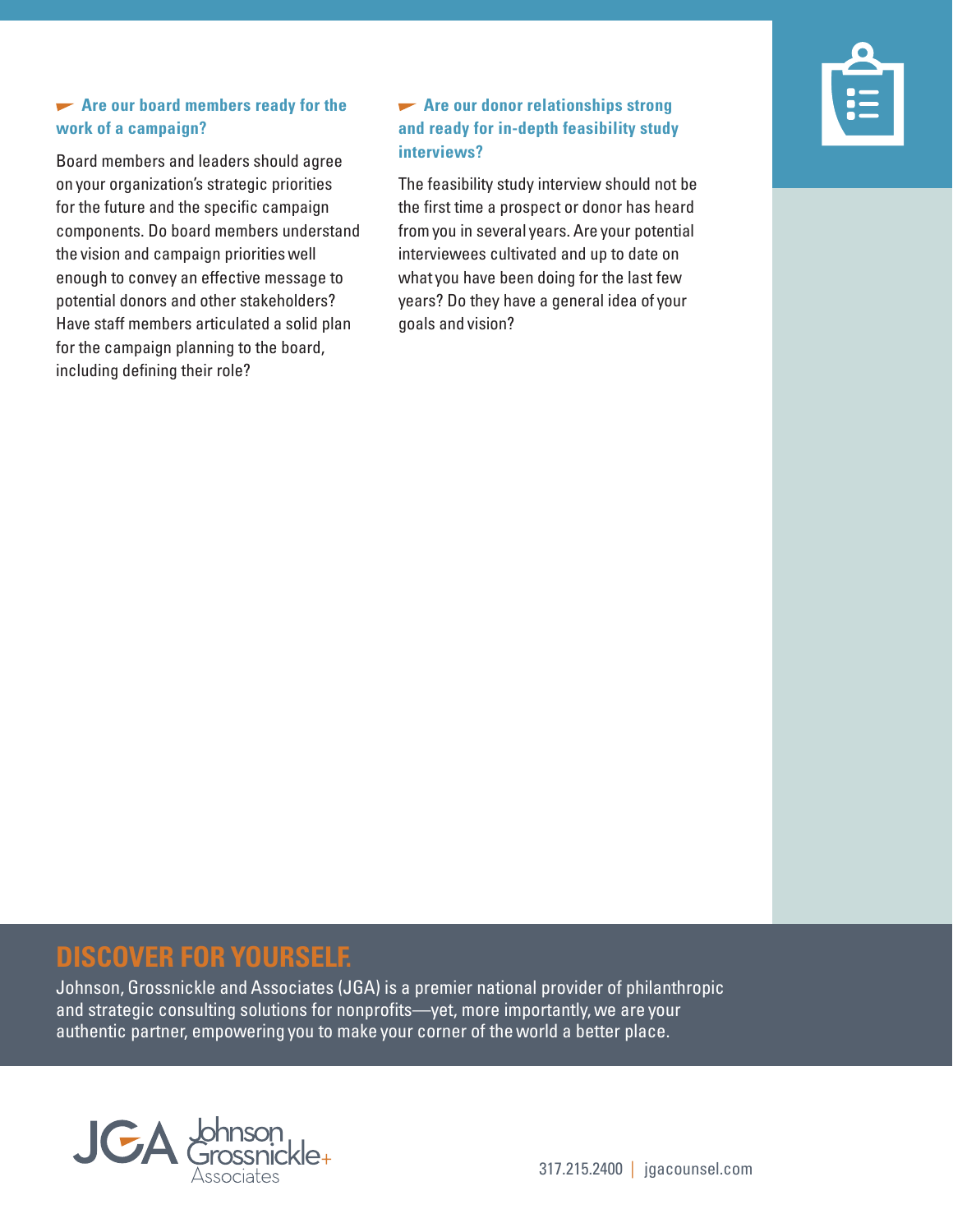### Are our board members ready for the work of a campaign?

Board members and leaders should agree on your organization's strategic priorities for the future and the specific campaign components. Do board members understand the vision and campaign priorities well enough to convey an effective message to potential donors and other stakeholders? Have staff members articulated a solid plan for the campaign planning to the board, including defining their role?

### Are our donor relationships strong and ready for in-depth feasibility study interviews?

The feasibility study interview should not be the first time a prospect or donor has heard from you in several years. Are your potential interviewees cultivated and up to date on what you have been doing for the last few years? Do they have a general idea of your goals and vision?

## DISCOVER FOR YOURSELF.

Johnson, Grossnickle and Associates (JGA) is a premier national provider of philanthropic and strategic consulting solutions for nonprofits—yet, more importantly, we are your authentic partner, empowering you to make your corner of the world a better place.

JGA Johnson Grossnickle+ Associates

317.215.2400 | jgacounsel.com